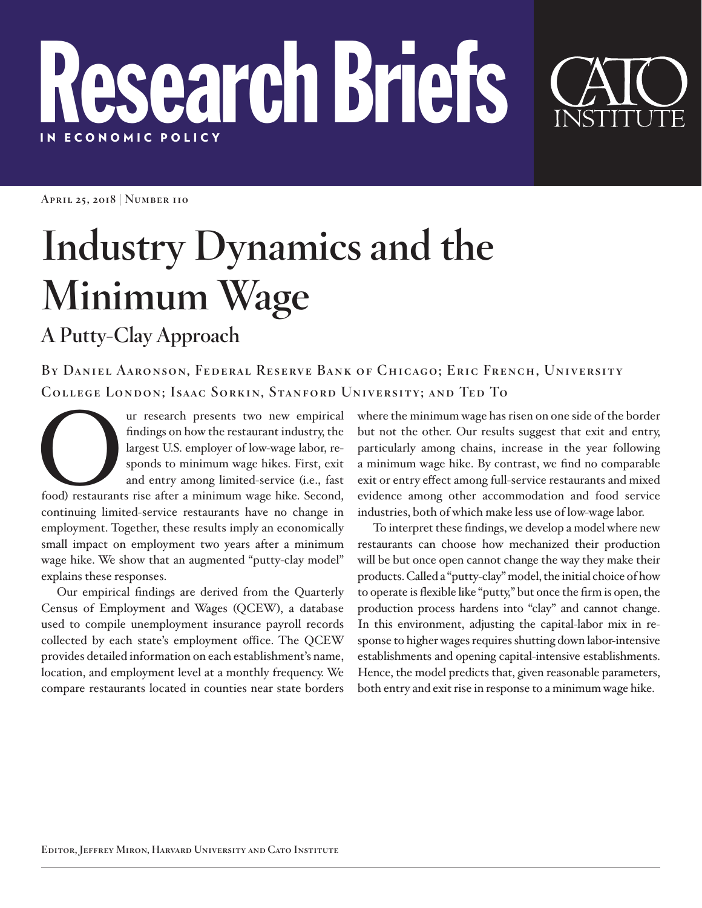# Research Briefs

IN ECONOMIC POLICY

CATO INSTITUTE

April 25, 2018 | Number 110

# Industry Dynamics and the Minimum Wage

## A Putty-Clay Approach

By Daniel Aaronson, Federal Reserve Bank of Chicago; Eric French, University College London; Isaac Sorkin, Stanford University; and Ted To

Our research presents two new empirical findings on how the restaurant industry, the largest U.S. employer of low-wage labor, responds to minimum wage hikes. First, exit and entry among limited-service (i.e., fast food) restaurants rise after a minimum wage hike. Second, continuing limited-service restaurants have no change in employment. Together, these results imply an economically small impact on employment two years after a minimum wage hike. We show that an augmented "putty-clay model" explains these responses.

Our empirical findings are derived from the Quarterly Census of Employment and Wages (QCEW), a database used to compile unemployment insurance payroll records collected by each state's employment office. The QCEW provides detailed information on each establishment's name, location, and employment level at a monthly frequency. We compare restaurants located in counties near state borders where the minimum wage has risen on one side of the border but not the other. Our results suggest that exit and entry, particularly among chains, increase in the year following a minimum wage hike. By contrast, we find no comparable exit or entry effect among full-service restaurants and mixed evidence among other accommodation and food service industries, both of which make less use of low-wage labor.

To interpret these findings, we develop a model where new restaurants can choose how mechanized their production will be but once open cannot change the way they make their products. Called a "putty-clay" model, the initial choice of how to operate is flexible like "putty," but once the firm is open, the production process hardens into "clay" and cannot change. In this environment, adjusting the capital-labor mix in response to higher wages requires shutting down labor-intensive establishments and opening capital-intensive establishments. Hence, the model predicts that, given reasonable parameters, both entry and exit rise in response to a minimum wage hike.

Editor, Jeffrey Miron, Harvard University and Cato Institute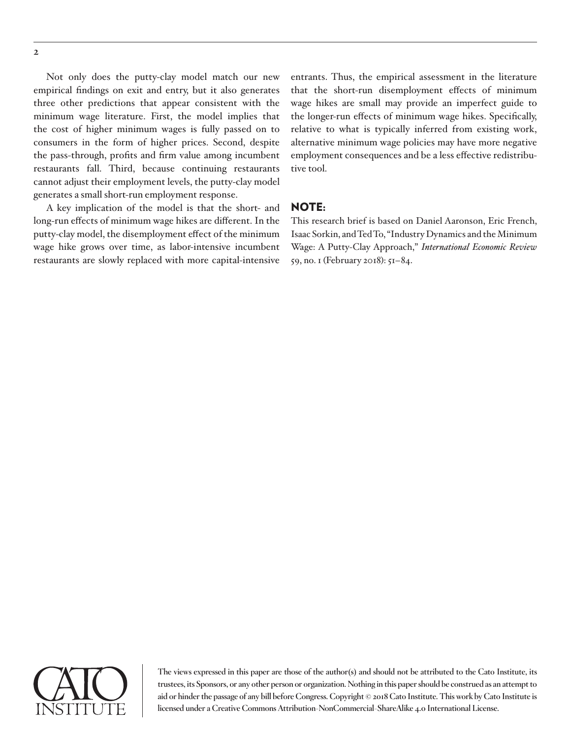Not only does the putty-clay model match our new empirical findings on exit and entry, but it also generates three other predictions that appear consistent with the minimum wage literature. First, the model implies that the cost of higher minimum wages is fully passed on to consumers in the form of higher prices. Second, despite the pass-through, profits and firm value among incumbent restaurants fall. Third, because continuing restaurants cannot adjust their employment levels, the putty-clay model generates a small short-run employment response.

A key implication of the model is that the short- and long-run effects of minimum wage hikes are different. In the putty-clay model, the disemployment effect of the minimum wage hike grows over time, as labor-intensive incumbent restaurants are slowly replaced with more capital-intensive entrants. Thus, the empirical assessment in the literature that the short-run disemployment effects of minimum wage hikes are small may provide an imperfect guide to the longer-run effects of minimum wage hikes. Specifically, relative to what is typically inferred from existing work, alternative minimum wage policies may have more negative employment consequences and be a less effective redistributive tool.

## NOTE:

This research brief is based on Daniel Aaronson, Eric French, Isaac Sorkin, and Ted To, "Industry Dynamics and the Minimum Wage: A Putty-Clay Approach," *International Economic Review* 59, no. 1 (February 2018): 51–84.

The views expressed in this paper are those of the author(s) and should not be attributed to the Cato Institute, its trustees, its Sponsors, or any other person or organization. Nothing in this paper should be construed as an attempt to aid or hinder the passage of any bill before Congress. Copyright © 2018 Cato Institute. This work by Cato Institute is licensed under a Creative Commons Attribution-NonCommercial-ShareAlike 4.0 International License.